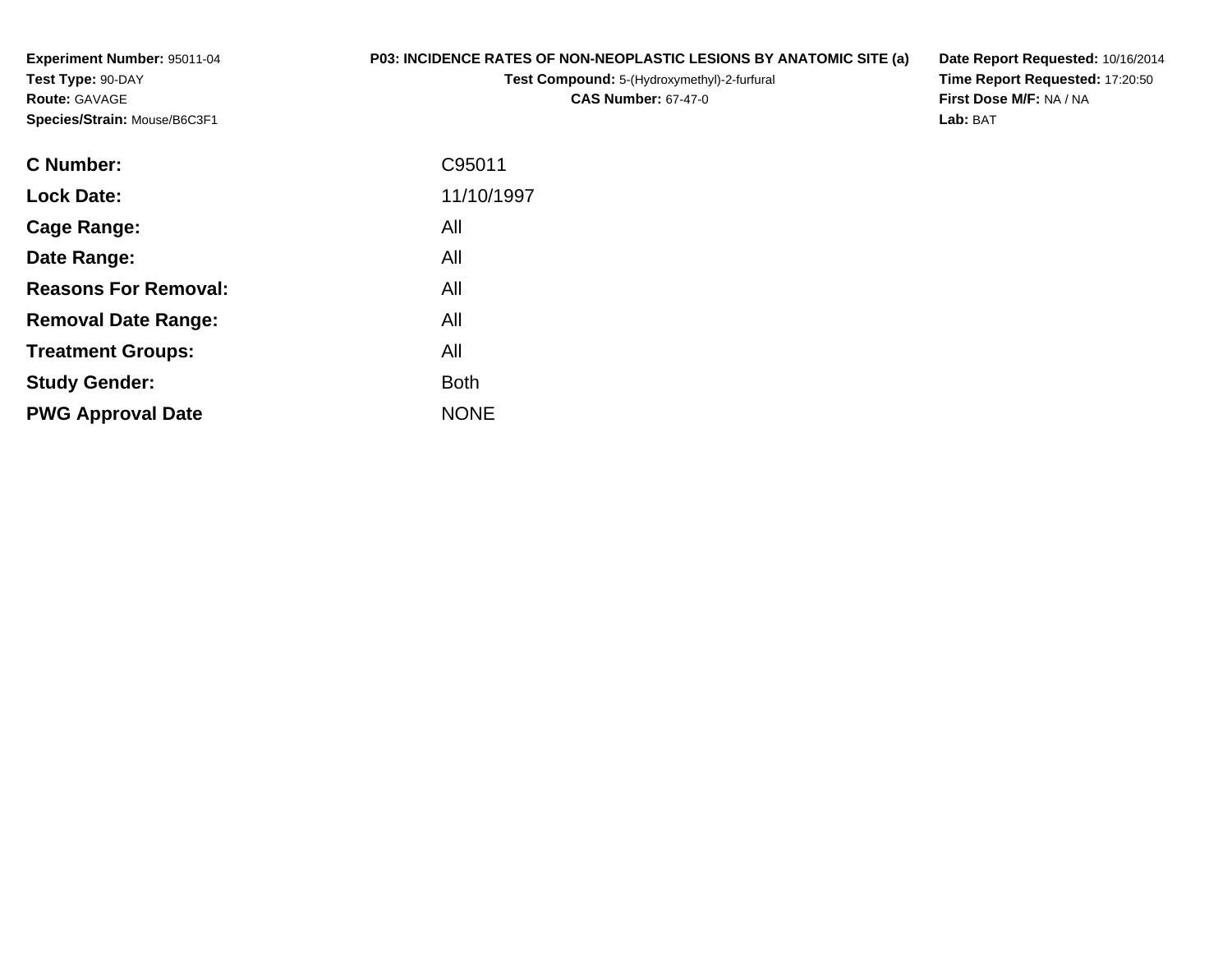**Experiment Number:** 95011-04
**Test Type:** 90-DAY
**Route:** GAVAGE
**Species/Strain:** Mouse/B6C3F1

**P03: INCIDENCE RATES OF NON-NEOPLASTIC LESIONS BY ANATOMIC SITE (a)**
**Test Compound:** 5-(Hydroxymethyl)-2-furfural
**CAS Number:** 67-47-0

**Date Report Requested:** 10/16/2014
**Time Report Requested:** 17:20:50
**First Dose M/F:** NA / NA
**Lab:** BAT

| | |
|---|---|
| **C Number:** | C95011 |
| **Lock Date:** | 11/10/1997 |
| **Cage Range:** | All |
| **Date Range:** | All |
| **Reasons For Removal:** | All |
| **Removal Date Range:** | All |
| **Treatment Groups:** | All |
| **Study Gender:** | Both |
| **PWG Approval Date** | NONE |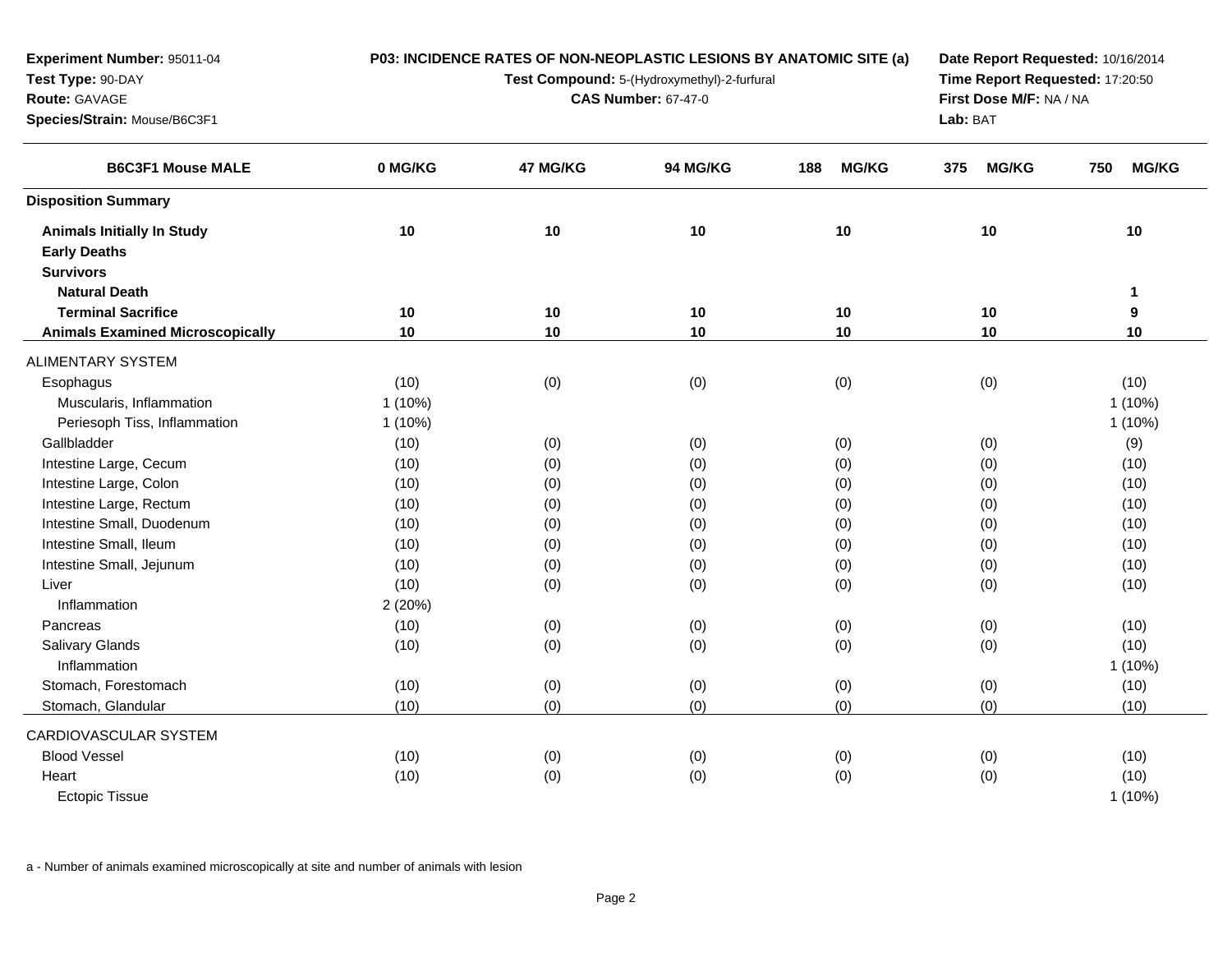**Experiment Number:** 95011-04
**Test Type:** 90-DAY
**Route:** GAVAGE
**Species/Strain:** Mouse/B6C3F1

**P03: INCIDENCE RATES OF NON-NEOPLASTIC LESIONS BY ANATOMIC SITE (a)**
**Test Compound:** 5-(Hydroxymethyl)-2-furfural
**CAS Number:** 67-47-0

**Date Report Requested:** 10/16/2014
**Time Report Requested:** 17:20:50
**First Dose M/F:** NA / NA
**Lab:** BAT

| B6C3F1 Mouse MALE | 0 MG/KG | 47 MG/KG | 94 MG/KG | 188 MG/KG | 375 MG/KG | 750 MG/KG |
|---|---|---|---|---|---|---|
| **Disposition Summary** | | | | | | |
| **Animals Initially In Study** | **10** | **10** | **10** | **10** | **10** | **10** |
| **Early Deaths** | | | | | | |
| **Survivors** | | | | | | |
| **Natural Death** | | | | | | **1** |
| **Terminal Sacrifice** | **10** | **10** | **10** | **10** | **10** | **9** |
| **Animals Examined Microscopically** | **10** | **10** | **10** | **10** | **10** | **10** |
| ALIMENTARY SYSTEM | | | | | | |
| Esophagus | (10) | (0) | (0) | (0) | (0) | (10) |
| Muscularis, Inflammation | 1 (10%) | | | | | 1 (10%) |
| Periesoph Tiss, Inflammation | 1 (10%) | | | | | 1 (10%) |
| Gallbladder | (10) | (0) | (0) | (0) | (0) | (9) |
| Intestine Large, Cecum | (10) | (0) | (0) | (0) | (0) | (10) |
| Intestine Large, Colon | (10) | (0) | (0) | (0) | (0) | (10) |
| Intestine Large, Rectum | (10) | (0) | (0) | (0) | (0) | (10) |
| Intestine Small, Duodenum | (10) | (0) | (0) | (0) | (0) | (10) |
| Intestine Small, Ileum | (10) | (0) | (0) | (0) | (0) | (10) |
| Intestine Small, Jejunum | (10) | (0) | (0) | (0) | (0) | (10) |
| Liver | (10) | (0) | (0) | (0) | (0) | (10) |
| Inflammation | 2 (20%) | | | | | |
| Pancreas | (10) | (0) | (0) | (0) | (0) | (10) |
| Salivary Glands | (10) | (0) | (0) | (0) | (0) | (10) |
| Inflammation | | | | | | 1 (10%) |
| Stomach, Forestomach | (10) | (0) | (0) | (0) | (0) | (10) |
| Stomach, Glandular | (10) | (0) | (0) | (0) | (0) | (10) |
| CARDIOVASCULAR SYSTEM | | | | | | |
| Blood Vessel | (10) | (0) | (0) | (0) | (0) | (10) |
| Heart | (10) | (0) | (0) | (0) | (0) | (10) |
| Ectopic Tissue | | | | | | 1 (10%) |

a - Number of animals examined microscopically at site and number of animals with lesion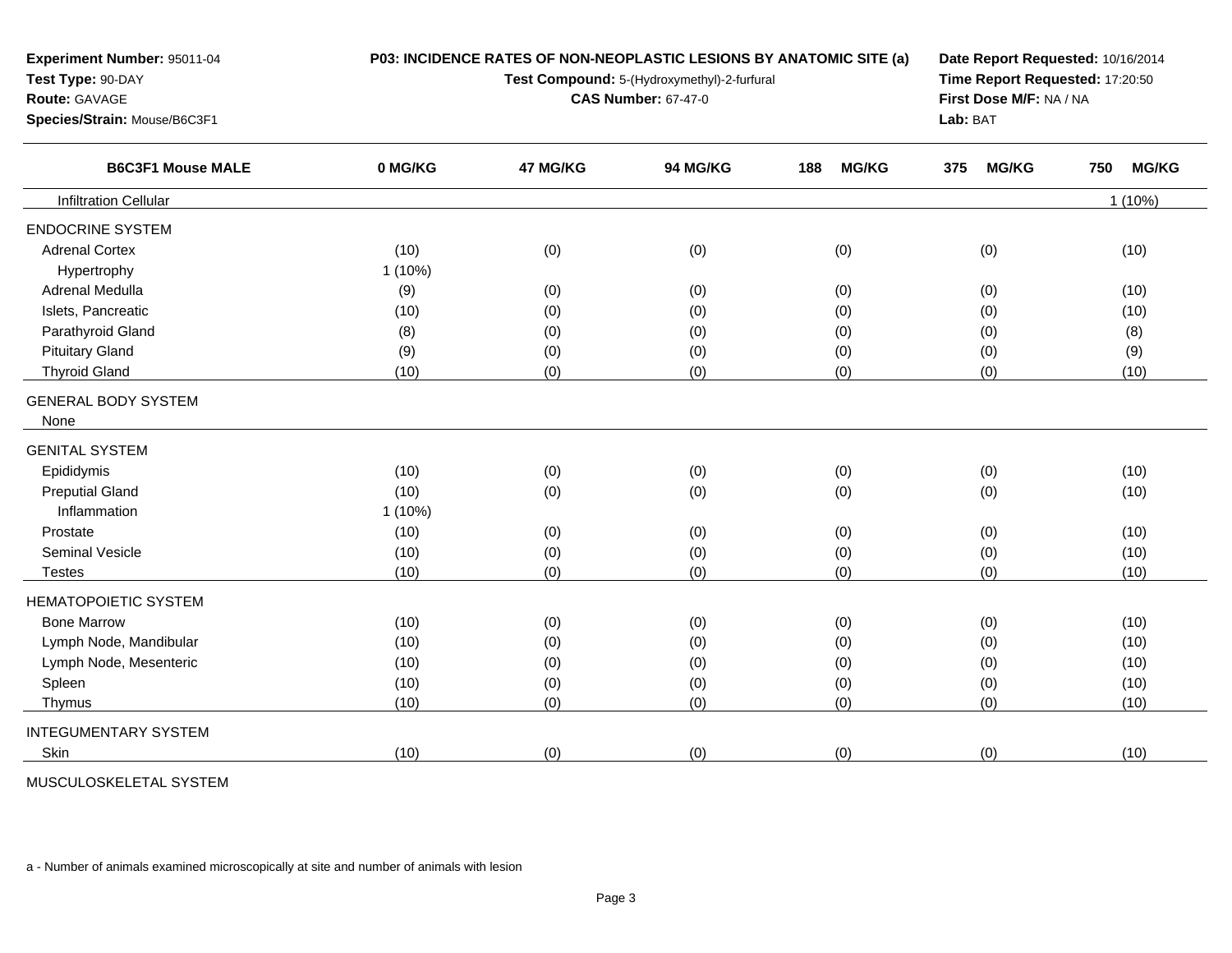**Experiment Number:** 95011-04
**Test Type:** 90-DAY
**Route:** GAVAGE
**Species/Strain:** Mouse/B6C3F1

**P03: INCIDENCE RATES OF NON-NEOPLASTIC LESIONS BY ANATOMIC SITE (a)**
**Test Compound:** 5-(Hydroxymethyl)-2-furfural
**CAS Number:** 67-47-0

**Date Report Requested:** 10/16/2014
**Time Report Requested:** 17:20:50
**First Dose M/F:** NA / NA
**Lab:** BAT

| B6C3F1 Mouse MALE | 0 MG/KG | 47 MG/KG | 94 MG/KG | 188 MG/KG | 375 MG/KG | 750 MG/KG |
|---|---|---|---|---|---|---|
| Infiltration Cellular | | | | | | 1 (10%) |
| ENDOCRINE SYSTEM | | | | | | |
| Adrenal Cortex | (10) | (0) | (0) | (0) | (0) | (10) |
| Hypertrophy | 1 (10%) | | | | | |
| Adrenal Medulla | (9) | (0) | (0) | (0) | (0) | (10) |
| Islets, Pancreatic | (10) | (0) | (0) | (0) | (0) | (10) |
| Parathyroid Gland | (8) | (0) | (0) | (0) | (0) | (8) |
| Pituitary Gland | (9) | (0) | (0) | (0) | (0) | (9) |
| Thyroid Gland | (10) | (0) | (0) | (0) | (0) | (10) |
| GENERAL BODY SYSTEM | | | | | | |
| None | | | | | | |
| GENITAL SYSTEM | | | | | | |
| Epididymis | (10) | (0) | (0) | (0) | (0) | (10) |
| Preputial Gland | (10) | (0) | (0) | (0) | (0) | (10) |
| Inflammation | 1 (10%) | | | | | |
| Prostate | (10) | (0) | (0) | (0) | (0) | (10) |
| Seminal Vesicle | (10) | (0) | (0) | (0) | (0) | (10) |
| Testes | (10) | (0) | (0) | (0) | (0) | (10) |
| HEMATOPOIETIC SYSTEM | | | | | | |
| Bone Marrow | (10) | (0) | (0) | (0) | (0) | (10) |
| Lymph Node, Mandibular | (10) | (0) | (0) | (0) | (0) | (10) |
| Lymph Node, Mesenteric | (10) | (0) | (0) | (0) | (0) | (10) |
| Spleen | (10) | (0) | (0) | (0) | (0) | (10) |
| Thymus | (10) | (0) | (0) | (0) | (0) | (10) |
| INTEGUMENTARY SYSTEM | | | | | | |
| Skin | (10) | (0) | (0) | (0) | (0) | (10) |
| MUSCULOSKELETAL SYSTEM | | | | | | |

a - Number of animals examined microscopically at site and number of animals with lesion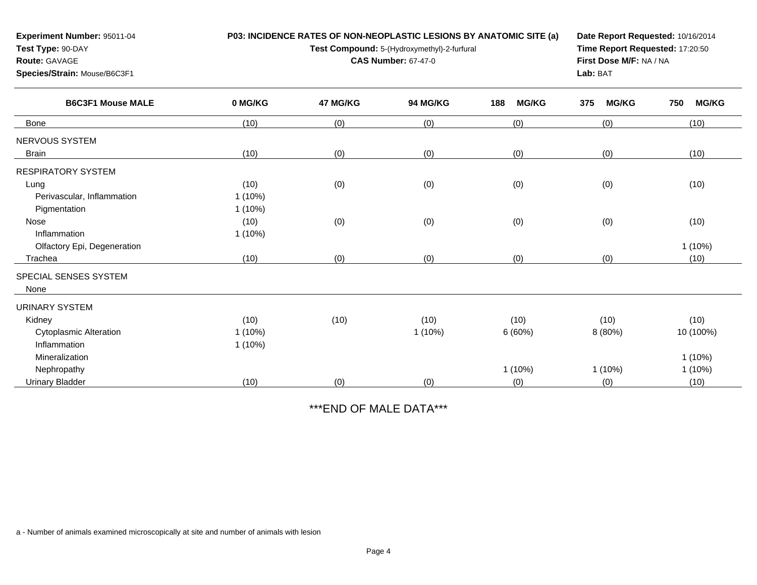**Experiment Number:** 95011-04
**Test Type:** 90-DAY
**Route:** GAVAGE
**Species/Strain:** Mouse/B6C3F1

**P03: INCIDENCE RATES OF NON-NEOPLASTIC LESIONS BY ANATOMIC SITE (a)**
**Test Compound:** 5-(Hydroxymethyl)-2-furfural
**CAS Number:** 67-47-0

**Date Report Requested:** 10/16/2014
**Time Report Requested:** 17:20:50
**First Dose M/F:** NA / NA
**Lab:** BAT

| B6C3F1 Mouse MALE | 0 MG/KG | 47 MG/KG | 94 MG/KG | 188 MG/KG | 375 MG/KG | 750 MG/KG |
|---|---|---|---|---|---|---|
| Bone | (10) | (0) | (0) | (0) | (0) | (10) |
| NERVOUS SYSTEM | | | | | | |
| Brain | (10) | (0) | (0) | (0) | (0) | (10) |
| RESPIRATORY SYSTEM | | | | | | |
| Lung | (10) | (0) | (0) | (0) | (0) | (10) |
| Perivascular, Inflammation | 1 (10%) | | | | | |
| Pigmentation | 1 (10%) | | | | | |
| Nose | (10) | (0) | (0) | (0) | (0) | (10) |
| Inflammation | 1 (10%) | | | | | |
| Olfactory Epi, Degeneration | | | | | | 1 (10%) |
| Trachea | (10) | (0) | (0) | (0) | (0) | (10) |
| SPECIAL SENSES SYSTEM | | | | | | |
| None | | | | | | |
| URINARY SYSTEM | | | | | | |
| Kidney | (10) | (10) | (10) | (10) | (10) | (10) |
| Cytoplasmic Alteration | 1 (10%) | | 1 (10%) | 6 (60%) | 8 (80%) | 10 (100%) |
| Inflammation | 1 (10%) | | | | | |
| Mineralization | | | | | | 1 (10%) |
| Nephropathy | | | | 1 (10%) | 1 (10%) | 1 (10%) |
| Urinary Bladder | (10) | (0) | (0) | (0) | (0) | (10) |

***END OF MALE DATA***

a - Number of animals examined microscopically at site and number of animals with lesion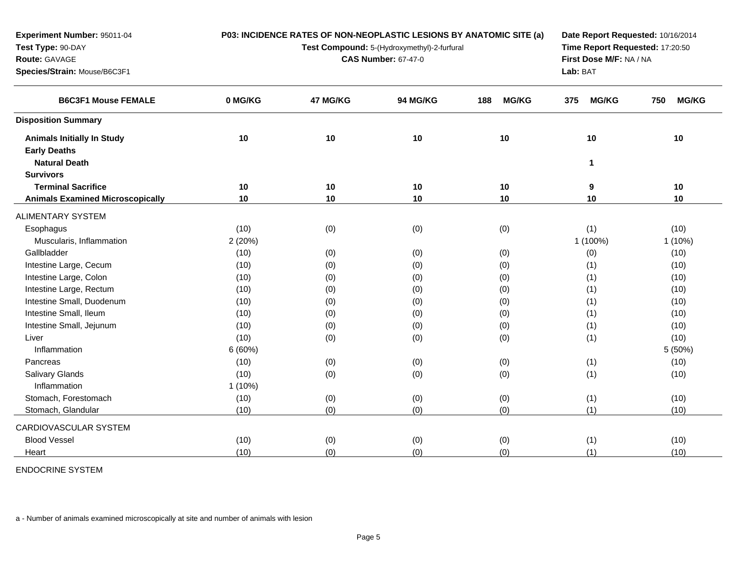**Experiment Number:** 95011-04
**Test Type:** 90-DAY
**Route:** GAVAGE
**Species/Strain:** Mouse/B6C3F1

**P03: INCIDENCE RATES OF NON-NEOPLASTIC LESIONS BY ANATOMIC SITE (a)**
**Test Compound:** 5-(Hydroxymethyl)-2-furfural
**CAS Number:** 67-47-0

**Date Report Requested:** 10/16/2014
**Time Report Requested:** 17:20:50
**First Dose M/F:** NA / NA
**Lab:** BAT

| B6C3F1 Mouse FEMALE | 0 MG/KG | 47 MG/KG | 94 MG/KG | 188 MG/KG | 375 MG/KG | 750 MG/KG |
|---|---|---|---|---|---|---|
| **Disposition Summary** | | | | | | |
| **Animals Initially In Study** | **10** | **10** | **10** | **10** | **10** | **10** |
| **Early Deaths** | | | | | | |
| **Natural Death** | | | | | **1** | |
| **Survivors** | | | | | | |
| **Terminal Sacrifice** | **10** | **10** | **10** | **10** | **9** | **10** |
| **Animals Examined Microscopically** | **10** | **10** | **10** | **10** | **10** | **10** |
| ALIMENTARY SYSTEM | | | | | | |
| Esophagus | (10) | (0) | (0) | (0) | (1) | (10) |
| Muscularis, Inflammation | 2 (20%) | | | | 1 (100%) | 1 (10%) |
| Gallbladder | (10) | (0) | (0) | (0) | (0) | (10) |
| Intestine Large, Cecum | (10) | (0) | (0) | (0) | (1) | (10) |
| Intestine Large, Colon | (10) | (0) | (0) | (0) | (1) | (10) |
| Intestine Large, Rectum | (10) | (0) | (0) | (0) | (1) | (10) |
| Intestine Small, Duodenum | (10) | (0) | (0) | (0) | (1) | (10) |
| Intestine Small, Ileum | (10) | (0) | (0) | (0) | (1) | (10) |
| Intestine Small, Jejunum | (10) | (0) | (0) | (0) | (1) | (10) |
| Liver | (10) | (0) | (0) | (0) | (1) | (10) |
| Inflammation | 6 (60%) | | | | | 5 (50%) |
| Pancreas | (10) | (0) | (0) | (0) | (1) | (10) |
| Salivary Glands | (10) | (0) | (0) | (0) | (1) | (10) |
| Inflammation | 1 (10%) | | | | | |
| Stomach, Forestomach | (10) | (0) | (0) | (0) | (1) | (10) |
| Stomach, Glandular | (10) | (0) | (0) | (0) | (1) | (10) |
| CARDIOVASCULAR SYSTEM | | | | | | |
| Blood Vessel | (10) | (0) | (0) | (0) | (1) | (10) |
| Heart | (10) | (0) | (0) | (0) | (1) | (10) |
| ENDOCRINE SYSTEM | | | | | | |

a - Number of animals examined microscopically at site and number of animals with lesion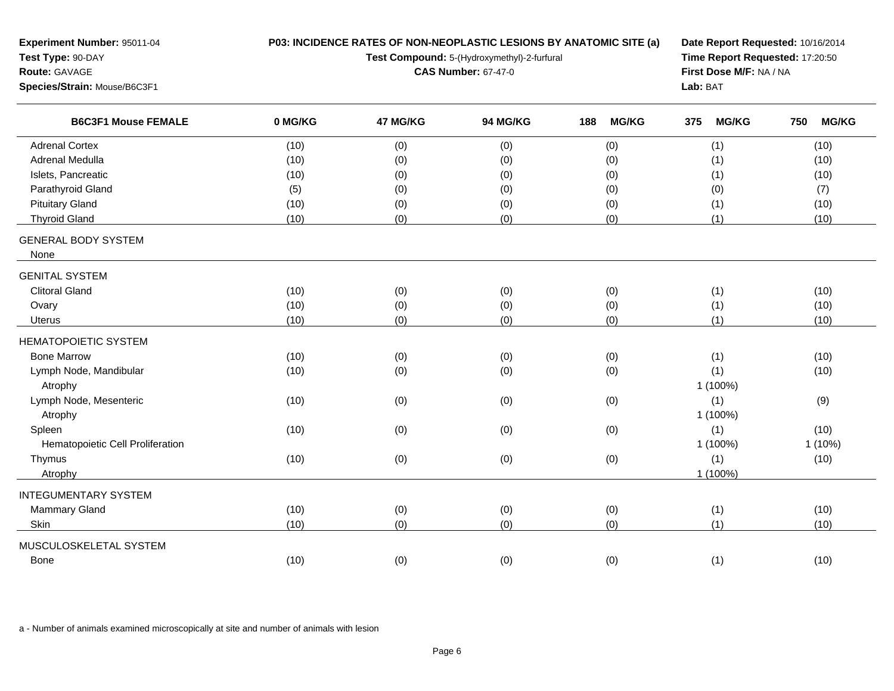**Experiment Number:** 95011-04
**Test Type:** 90-DAY
**Route:** GAVAGE
**Species/Strain:** Mouse/B6C3F1

**P03: INCIDENCE RATES OF NON-NEOPLASTIC LESIONS BY ANATOMIC SITE (a)**
**Test Compound:** 5-(Hydroxymethyl)-2-furfural
**CAS Number:** 67-47-0

**Date Report Requested:** 10/16/2014
**Time Report Requested:** 17:20:50
**First Dose M/F:** NA / NA
**Lab:** BAT

| B6C3F1 Mouse FEMALE | 0 MG/KG | 47 MG/KG | 94 MG/KG | 188 MG/KG | 375 MG/KG | 750 MG/KG |
|---|---|---|---|---|---|---|
| Adrenal Cortex | (10) | (0) | (0) | (0) | (1) | (10) |
| Adrenal Medulla | (10) | (0) | (0) | (0) | (1) | (10) |
| Islets, Pancreatic | (10) | (0) | (0) | (0) | (1) | (10) |
| Parathyroid Gland | (5) | (0) | (0) | (0) | (0) | (7) |
| Pituitary Gland | (10) | (0) | (0) | (0) | (1) | (10) |
| Thyroid Gland | (10) | (0) | (0) | (0) | (1) | (10) |
| GENERAL BODY SYSTEM | | | | | | |
| None | | | | | | |
| GENITAL SYSTEM | | | | | | |
| Clitoral Gland | (10) | (0) | (0) | (0) | (1) | (10) |
| Ovary | (10) | (0) | (0) | (0) | (1) | (10) |
| Uterus | (10) | (0) | (0) | (0) | (1) | (10) |
| HEMATOPOIETIC SYSTEM | | | | | | |
| Bone Marrow | (10) | (0) | (0) | (0) | (1) | (10) |
| Lymph Node, Mandibular | (10) | (0) | (0) | (0) | (1) | (10) |
| Atrophy | | | | | 1 (100%) | |
| Lymph Node, Mesenteric | (10) | (0) | (0) | (0) | (1) | (9) |
| Atrophy | | | | | 1 (100%) | |
| Spleen | (10) | (0) | (0) | (0) | (1) | (10) |
| Hematopoietic Cell Proliferation | | | | | 1 (100%) | 1 (10%) |
| Thymus | (10) | (0) | (0) | (0) | (1) | (10) |
| Atrophy | | | | | 1 (100%) | |
| INTEGUMENTARY SYSTEM | | | | | | |
| Mammary Gland | (10) | (0) | (0) | (0) | (1) | (10) |
| Skin | (10) | (0) | (0) | (0) | (1) | (10) |
| MUSCULOSKELETAL SYSTEM | | | | | | |
| Bone | (10) | (0) | (0) | (0) | (1) | (10) |

a - Number of animals examined microscopically at site and number of animals with lesion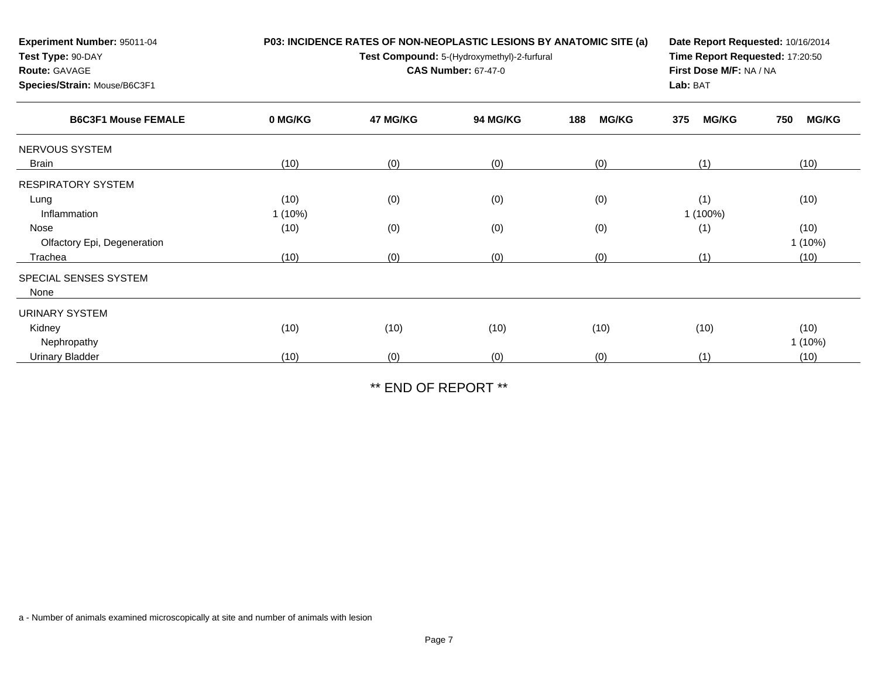**Experiment Number:** 95011-04
**Test Type:** 90-DAY
**Route:** GAVAGE
**Species/Strain:** Mouse/B6C3F1

**P03: INCIDENCE RATES OF NON-NEOPLASTIC LESIONS BY ANATOMIC SITE (a)**
**Test Compound:** 5-(Hydroxymethyl)-2-furfural
**CAS Number:** 67-47-0

**Date Report Requested:** 10/16/2014
**Time Report Requested:** 17:20:50
**First Dose M/F:** NA / NA
**Lab:** BAT

| B6C3F1 Mouse FEMALE | 0 MG/KG | 47 MG/KG | 94 MG/KG | 188 MG/KG | 375 MG/KG | 750 MG/KG |
|---|---|---|---|---|---|---|
| NERVOUS SYSTEM | | | | | | |
| Brain | (10) | (0) | (0) | (0) | (1) | (10) |
| RESPIRATORY SYSTEM | | | | | | |
| Lung | (10) | (0) | (0) | (0) | (1) | (10) |
| Inflammation | 1 (10%) | | | | 1 (100%) | |
| Nose | (10) | (0) | (0) | (0) | (1) | (10) |
| Olfactory Epi, Degeneration | | | | | | 1 (10%) |
| Trachea | (10) | (0) | (0) | (0) | (1) | (10) |
| SPECIAL SENSES SYSTEM | | | | | | |
| None | | | | | | |
| URINARY SYSTEM | | | | | | |
| Kidney | (10) | (10) | (10) | (10) | (10) | (10) |
| Nephropathy | | | | | | 1 (10%) |
| Urinary Bladder | (10) | (0) | (0) | (0) | (1) | (10) |

** END OF REPORT **

a - Number of animals examined microscopically at site and number of animals with lesion